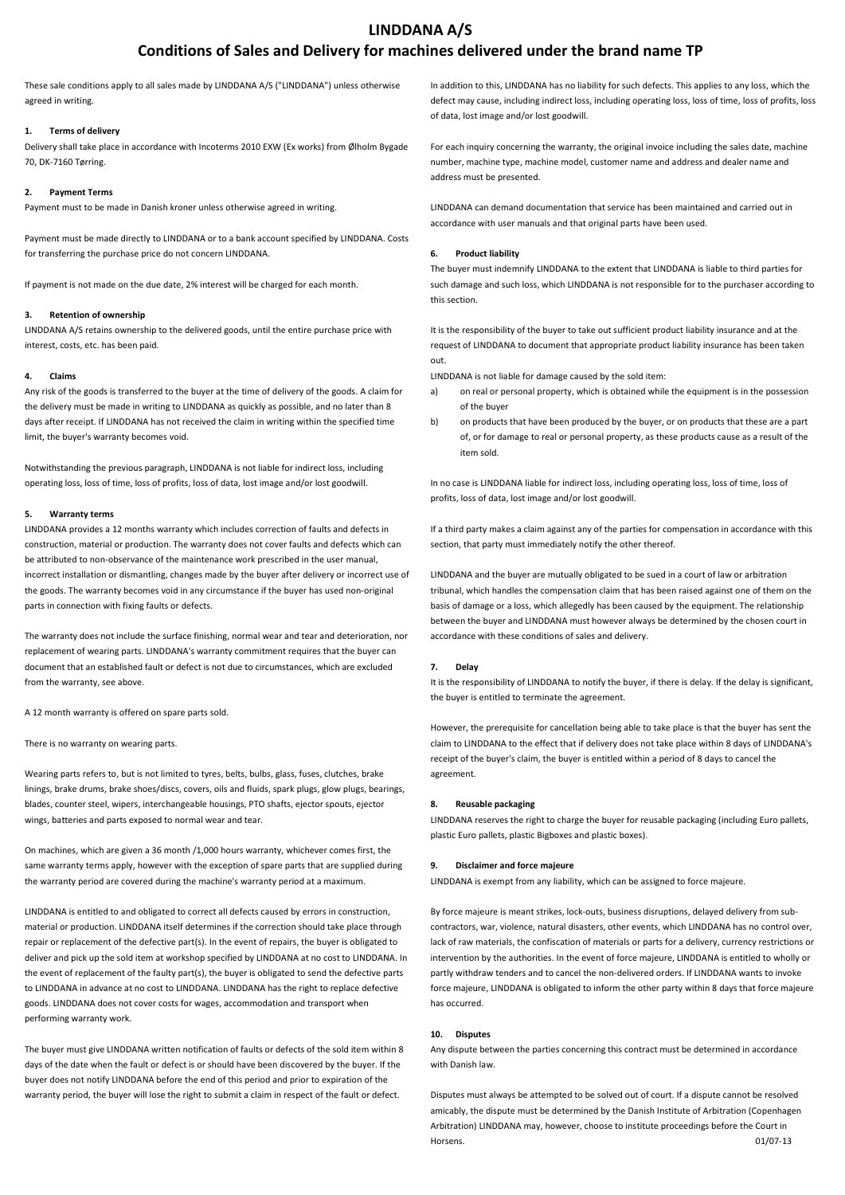# LINDDANA A/S

## Conditions of Sales and Delivery for machines delivered under the brand name TP

These sale conditions apply to all sales made by LINDDANA A/S ("LINDDANA") unless otherwise agreed in writing.

### 1. Terms of delivery

Delivery shall take place in accordance with Incoterms 2010 EXW (Ex works) from Ølholm Bygade 70, DK-7160 Tørring.

### 2. Payment Terms

Payment must to be made in Danish kroner unless otherwise agreed in writing.

Payment must be made directly to LINDDANA or to a bank account specified by LINDDANA. Costs for transferring the purchase price do not concern LINDDANA.

If payment is not made on the due date, 2% interest will be charged for each month.

### 3. Retention of ownership

LINDDANA A/S retains ownership to the delivered goods, until the entire purchase price with interest, costs, etc. has been paid.

### 4. Claims

Any risk of the goods is transferred to the buyer at the time of delivery of the goods. A claim for the delivery must be made in writing to LINDDANA as quickly as possible, and no later than 8 days after receipt. If LINDDANA has not received the claim in writing within the specified time limit, the buyer's warranty becomes void.

Notwithstanding the previous paragraph, LINDDANA is not liable for indirect loss, including operating loss, loss of time, loss of profits, loss of data, lost image and/or lost goodwill.

### 5. Warranty terms

LINDDANA provides a 12 months warranty which includes correction of faults and defects in construction, material or production. The warranty does not cover faults and defects which can be attributed to non-observance of the maintenance work prescribed in the user manual, incorrect installation or dismantling, changes made by the buyer after delivery or incorrect use of the goods. The warranty becomes void in any circumstance if the buyer has used non-original parts in connection with fixing faults or defects.

The warranty does not include the surface finishing, normal wear and tear and deterioration, nor replacement of wearing parts. LINDDANA's warranty commitment requires that the buyer can document that an established fault or defect is not due to circumstances, which are excluded from the warranty, see above.

A 12 month warranty is offered on spare parts sold.

There is no warranty on wearing parts.

Wearing parts refers to, but is not limited to tyres, belts, bulbs, glass, fuses, clutches, brake linings, brake drums, brake shoes/discs, covers, oils and fluids, spark plugs, glow plugs, bearings, blades, counter steel, wipers, interchangeable housings, PTO shafts, ejector spouts, ejector wings, batteries and parts exposed to normal wear and tear.

On machines, which are given a 36 month /1,000 hours warranty, whichever comes first, the same warranty terms apply, however with the exception of spare parts that are supplied during the warranty period are covered during the machine's warranty period at a maximum.

LINDDANA is entitled to and obligated to correct all defects caused by errors in construction, material or production. LINDDANA itself determines if the correction should take place through repair or replacement of the defective part(s). In the event of repairs, the buyer is obligated to deliver and pick up the sold item at workshop specified by LINDDANA at no cost to LINDDANA. In the event of replacement of the faulty part(s), the buyer is obligated to send the defective parts to LINDDANA in advance at no cost to LINDDANA. LINDDANA has the right to replace defective goods. LINDDANA does not cover costs for wages, accommodation and transport when performing warranty work.

The buyer must give LINDDANA written notification of faults or defects of the sold item within 8 days of the date when the fault or defect is or should have been discovered by the buyer. If the buyer does not notify LINDDANA before the end of this period and prior to expiration of the warranty period, the buyer will lose the right to submit a claim in respect of the fault or defect.

In addition to this, LINDDANA has no liability for such defects. This applies to any loss, which the defect may cause, including indirect loss, including operating loss, loss of time, loss of profits, loss of data, lost image and/or lost goodwill.

For each inquiry concerning the warranty, the original invoice including the sales date, machine number, machine type, machine model, customer name and address and dealer name and address must be presented.

LINDDANA can demand documentation that service has been maintained and carried out in accordance with user manuals and that original parts have been used.

### 6. Product liability

The buyer must indemnify LINDDANA to the extent that LINDDANA is liable to third parties for such damage and such loss, which LINDDANA is not responsible for to the purchaser according to this section.

It is the responsibility of the buyer to take out sufficient product liability insurance and at the request of LINDDANA to document that appropriate product liability insurance has been taken out.

LINDDANA is not liable for damage caused by the sold item:

a) on real or personal property, which is obtained while the equipment is in the possession of the buyer

b) on products that have been produced by the buyer, or on products that these are a part of, or for damage to real or personal property, as these products cause as a result of the item sold.

In no case is LINDDANA liable for indirect loss, including operating loss, loss of time, loss of profits, loss of data, lost image and/or lost goodwill.

If a third party makes a claim against any of the parties for compensation in accordance with this section, that party must immediately notify the other thereof.

LINDDANA and the buyer are mutually obligated to be sued in a court of law or arbitration tribunal, which handles the compensation claim that has been raised against one of them on the basis of damage or a loss, which allegedly has been caused by the equipment. The relationship between the buyer and LINDDANA must however always be determined by the chosen court in accordance with these conditions of sales and delivery.

### 7. Delay

It is the responsibility of LINDDANA to notify the buyer, if there is delay. If the delay is significant, the buyer is entitled to terminate the agreement.

However, the prerequisite for cancellation being able to take place is that the buyer has sent the claim to LINDDANA to the effect that if delivery does not take place within 8 days of LINDDANA's receipt of the buyer's claim, the buyer is entitled within a period of 8 days to cancel the agreement.

### 8. Reusable packaging

LINDDANA reserves the right to charge the buyer for reusable packaging (including Euro pallets, plastic Euro pallets, plastic Bigboxes and plastic boxes).

### 9. Disclaimer and force majeure

LINDDANA is exempt from any liability, which can be assigned to force majeure.

By force majeure is meant strikes, lock-outs, business disruptions, delayed delivery from sub-contractors, war, violence, natural disasters, other events, which LINDDANA has no control over, lack of raw materials, the confiscation of materials or parts for a delivery, currency restrictions or intervention by the authorities. In the event of force majeure, LINDDANA is entitled to wholly or partly withdraw tenders and to cancel the non-delivered orders. If LINDDANA wants to invoke force majeure, LINDDANA is obligated to inform the other party within 8 days that force majeure has occurred.

### 10. Disputes

Any dispute between the parties concerning this contract must be determined in accordance with Danish law.

Disputes must always be attempted to be solved out of court. If a dispute cannot be resolved amicably, the dispute must be determined by the Danish Institute of Arbitration (Copenhagen Arbitration) LINDDANA may, however, choose to institute proceedings before the Court in Horsens.

01/07-13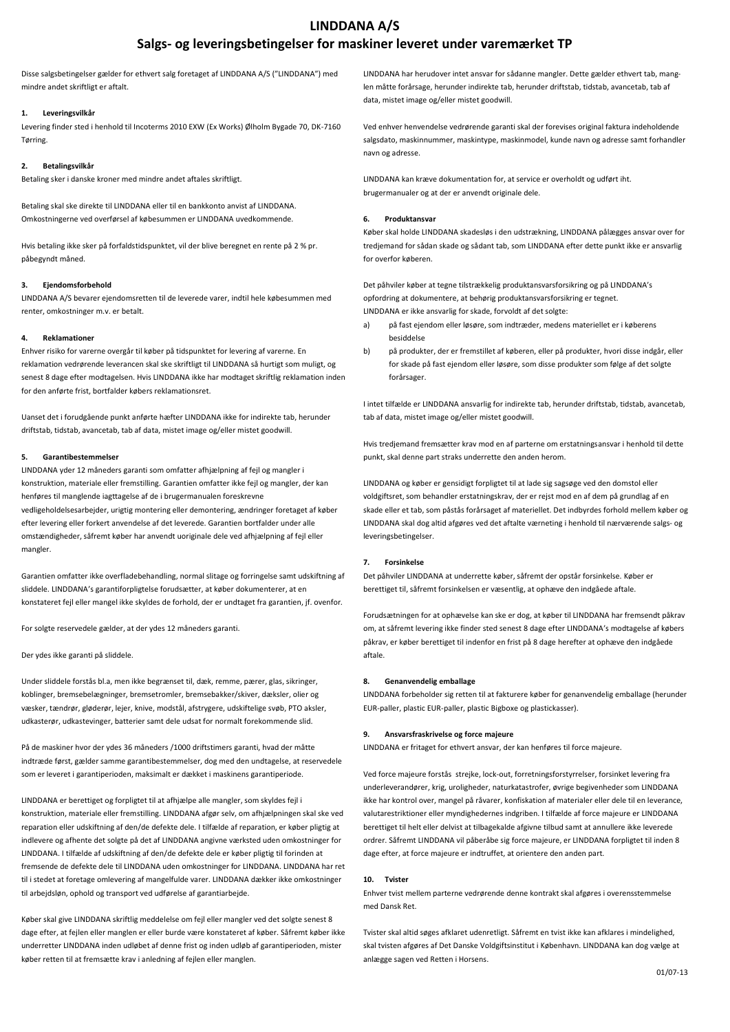# LINDDANA A/S

## Salgs- og leveringsbetingelser for maskiner leveret under varemærket TP

Disse salgsbetingelser gælder for ethvert salg foretaget af LINDDANA A/S ("LINDDANA") med mindre andet skriftligt er aftalt.

### 1. Leveringsvilkår

Levering finder sted i henhold til Incoterms 2010 EXW (Ex Works) Ølholm Bygade 70, DK-7160 Tørring.

### 2. Betalingsvilkår

Betaling sker i danske kroner med mindre andet aftales skriftligt.

Betaling skal ske direkte til LINDDANA eller til en bankkonto anvist af LINDDANA. Omkostningerne ved overførsel af købesummen er LINDDANA uvedkommende.

Hvis betaling ikke sker på forfaldstidspunktet, vil der blive beregnet en rente på 2 % pr. påbegyndt måned.

### 3. Ejendomsforbehold

LINDDANA A/S bevarer ejendomsretten til de leverede varer, indtil hele købesummen med renter, omkostninger m.v. er betalt.

### 4. Reklamationer

Enhver risiko for varerne overgår til køber på tidspunktet for levering af varerne. En reklamation vedrørende leverancen skal ske skriftligt til LINDDANA så hurtigt som muligt, og senest 8 dage efter modtagelsen. Hvis LINDDANA ikke har modtaget skriftlig reklamation inden for den anførte frist, bortfalder købers reklamationsret.

Uanset det i forudgående punkt anførte hæfter LINDDANA ikke for indirekte tab, herunder driftstab, tidstab, avancetab, tab af data, mistet image og/eller mistet goodwill.

### 5. Garantibestemmelser

LINDDANA yder 12 måneders garanti som omfatter afhjælpning af fejl og mangler i konstruktion, materiale eller fremstilling. Garantien omfatter ikke fejl og mangler, der kan henføres til manglende iagttagelse af de i brugermanualen foreskrevne vedligeholdelsesarbejder, urigtig montering eller demontering, ændringer foretaget af køber efter levering eller forkert anvendelse af det leverede. Garantien bortfalder under alle omstændigheder, såfremt køber har anvendt uoriginale dele ved afhjælpning af fejl eller mangler.

Garantien omfatter ikke overfladebehandling, normal slitage og forringelse samt udskiftning af sliddele. LINDDANA's garantiforpligtelse forudsætter, at køber dokumenterer, at en konstateret fejl eller mangel ikke skyldes de forhold, der er undtaget fra garantien, jf. ovenfor.

For solgte reservedele gælder, at der ydes 12 måneders garanti.

Der ydes ikke garanti på sliddele.

Under sliddele forstås bl.a, men ikke begrænset til, dæk, remme, pærer, glas, sikringer, koblinger, bremsebelægninger, bremsetromler, bremsebakker/skiver, dæksler, olier og væsker, tændrør, gløderør, lejer, knive, modstål, afstrygere, udskiftelige svøb, PTO aksler, udkasterør, udkastevinger, batterier samt dele udsat for normalt forekommende slid.

På de maskiner hvor der ydes 36 måneders /1000 driftstimers garanti, hvad der måtte indtræde først, gælder samme garantibestemmelser, dog med den undtagelse, at reservedele som er leveret i garantiperioden, maksimalt er dækket i maskinens garantiperiode.

LINDDANA er berettiget og forpligtet til at afhjælpe alle mangler, som skyldes fejl i konstruktion, materiale eller fremstilling. LINDDANA afgør selv, om afhjælpningen skal ske ved reparation eller udskiftning af den/de defekte dele. I tilfælde af reparation, er køber pligtig at indlevere og afhente det solgte på det af LINDDANA angivne værksted uden omkostninger for LINDDANA. I tilfælde af udskiftning af den/de defekte dele er køber pligtig til forinden at fremsende de defekte dele til LINDDANA uden omkostninger for LINDDANA. LINDDANA har ret til i stedet at foretage omlevering af mangelfulde varer. LINDDANA dækker ikke omkostninger til arbejdsløn, ophold og transport ved udførelse af garantiarbejde.

Køber skal give LINDDANA skriftlig meddelelse om fejl eller mangler ved det solgte senest 8 dage efter, at fejlen eller manglen er eller burde være konstateret af køber. Såfremt køber ikke underretter LINDDANA inden udløbet af denne frist og inden udløb af garantiperioden, mister køber retten til at fremsætte krav i anledning af fejlen eller manglen.

LINDDANA har herudover intet ansvar for sådanne mangler. Dette gælder ethvert tab, manglen måtte forårsage, herunder indirekte tab, herunder driftstab, tidstab, avancetab, tab af data, mistet image og/eller mistet goodwill.

Ved enhver henvendelse vedrørende garanti skal der forevises original faktura indeholdende salgsdato, maskinnummer, maskintype, maskinmodel, kunde navn og adresse samt forhandler navn og adresse.

LINDDANA kan kræve dokumentation for, at service er overholdt og udført iht. brugermanualer og at der er anvendt originale dele.

### 6. Produktansvar

Køber skal holde LINDDANA skadesløs i den udstrækning, LINDDANA pålægges ansvar over for tredjemand for sådan skade og sådant tab, som LINDDANA efter dette punkt ikke er ansvarlig for overfor køberen.

Det påhviler køber at tegne tilstrækkelig produktansvarsforsikring og på LINDDANA's opfordring at dokumentere, at behørig produktansvarsforsikring er tegnet.
LINDDANA er ikke ansvarlig for skade, forvoldt af det solgte:

a) på fast ejendom eller løsøre, som indtræder, medens materiellet er i køberens besiddelse
b) på produkter, der er fremstillet af køberen, eller på produkter, hvori disse indgår, eller for skade på fast ejendom eller løsøre, som disse produkter som følge af det solgte forårsager.

I intet tilfælde er LINDDANA ansvarlig for indirekte tab, herunder driftstab, tidstab, avancetab, tab af data, mistet image og/eller mistet goodwill.

Hvis tredjemand fremsætter krav mod en af parterne om erstatningsansvar i henhold til dette punkt, skal denne part straks underrette den anden herom.

LINDDANA og køber er gensidigt forpligtet til at lade sig sagsøge ved den domstol eller voldgiftsret, som behandler erstatningskrav, der er rejst mod en af dem på grundlag af en skade eller et tab, som påstås forårsaget af materiellet. Det indbyrdes forhold mellem køber og LINDDANA skal dog altid afgøres ved det aftalte værneting i henhold til nærværende salgs- og leveringsbetingelser.

### 7. Forsinkelse

Det påhviler LINDDANA at underrette køber, såfremt der opstår forsinkelse. Køber er berettiget til, såfremt forsinkelsen er væsentlig, at ophæve den indgåede aftale.

Forudsætningen for at ophævelse kan ske er dog, at køber til LINDDANA har fremsendt påkrav om, at såfremt levering ikke finder sted senest 8 dage efter LINDDANA's modtagelse af købers påkrav, er køber berettiget til indenfor en frist på 8 dage herefter at ophæve den indgåede aftale.

### 8. Genanvendelig emballage

LINDDANA forbeholder sig retten til at fakturere køber for genanvendelig emballage (herunder EUR-paller, plastic EUR-paller, plastic Bigboxe og plastickasser).

### 9. Ansvarsfraskrivelse og force majeure

LINDDANA er fritaget for ethvert ansvar, der kan henføres til force majeure.

Ved force majeure forstås strejke, lock-out, forretningsforstyrrelser, forsinket levering fra underleverandører, krig, uroligheder, naturkatastrofer, øvrige begivenheder som LINDDANA ikke har kontrol over, mangel på råvarer, konfiskation af materialer eller dele til en leverance, valutarestriktioner eller myndighedernes indgriben. I tilfælde af force majeure er LINDDANA berettiget til helt eller delvist at tilbagekalde afgivne tilbud samt at annullere ikke leverede ordrer. Såfremt LINDDANA vil påberåbe sig force majeure, er LINDDANA forpligtet til inden 8 dage efter, at force majeure er indtruffet, at orientere den anden part.

### 10. Tvister

Enhver tvist mellem parterne vedrørende denne kontrakt skal afgøres i overensstemmelse med Dansk Ret.

Tvister skal altid søges afklaret udenretligt. Såfremt en tvist ikke kan afklares i mindelighed, skal tvisten afgøres af Det Danske Voldgiftsinstitut i København. LINDDANA kan dog vælge at anlægge sagen ved Retten i Horsens.

01/07-13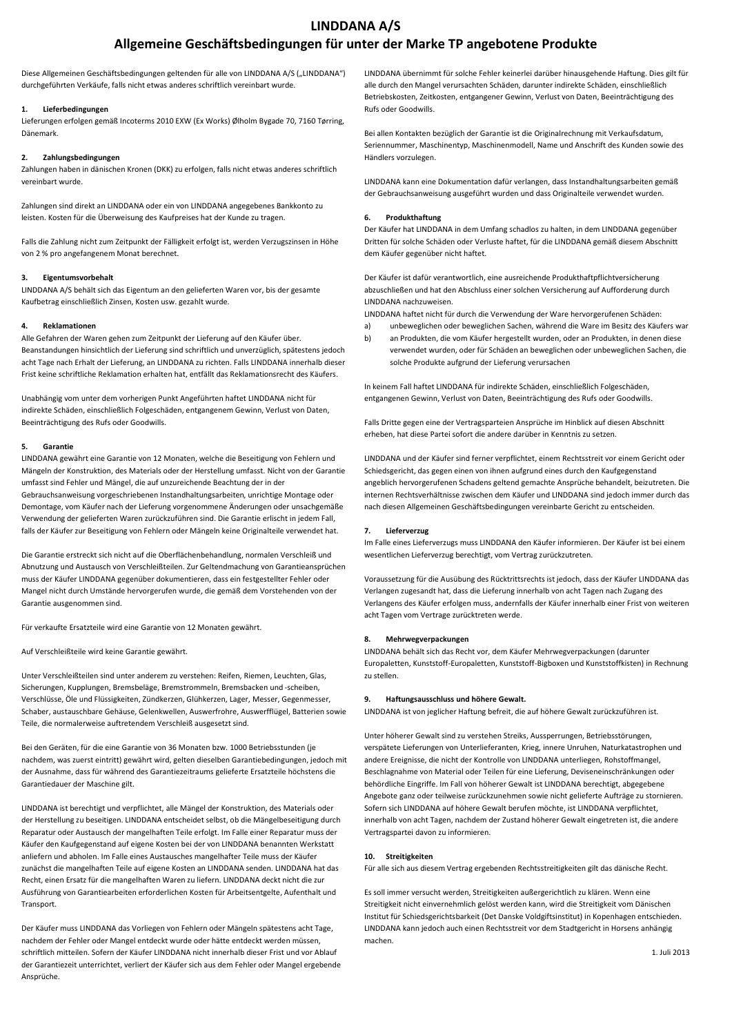# LINDDANA A/S

## Allgemeine Geschäftsbedingungen für unter der Marke TP angebotene Produkte

Diese Allgemeinen Geschäftsbedingungen geltenden für alle von LINDDANA A/S („LINDDANA") durchgeführten Verkäufe, falls nicht etwas anderes schriftlich vereinbart wurde.

### 1. Lieferbedingungen

Lieferungen erfolgen gemäß Incoterms 2010 EXW (Ex Works) Ølholm Bygade 70, 7160 Tørring, Dänemark.

### 2. Zahlungsbedingungen

Zahlungen haben in dänischen Kronen (DKK) zu erfolgen, falls nicht etwas anderes schriftlich vereinbart wurde.

Zahlungen sind direkt an LINDDANA oder ein von LINDDANA angegebenes Bankkonto zu leisten. Kosten für die Überweisung des Kaufpreises hat der Kunde zu tragen.

Falls die Zahlung nicht zum Zeitpunkt der Fälligkeit erfolgt ist, werden Verzugszinsen in Höhe von 2 % pro angefangenem Monat berechnet.

### 3. Eigentumsvorbehalt

LINDDANA A/S behält sich das Eigentum an den gelieferten Waren vor, bis der gesamte Kaufbetrag einschließlich Zinsen, Kosten usw. gezahlt wurde.

### 4. Reklamationen

Alle Gefahren der Waren gehen zum Zeitpunkt der Lieferung auf den Käufer über. Beanstandungen hinsichtlich der Lieferung sind schriftlich und unverzüglich, spätestens jedoch acht Tage nach Erhalt der Lieferung, an LINDDANA zu richten. Falls LINDDANA innerhalb dieser Frist keine schriftliche Reklamation erhalten hat, entfällt das Reklamationsrecht des Käufers.

Unabhängig vom unter dem vorherigen Punkt Angeführten haftet LINDDANA nicht für indirekte Schäden, einschließlich Folgeschäden, entgangenem Gewinn, Verlust von Daten, Beeinträchtigung des Rufs oder Goodwills.

### 5. Garantie

LINDDANA gewährt eine Garantie von 12 Monaten, welche die Beseitigung von Fehlern und Mängeln der Konstruktion, des Materials oder der Herstellung umfasst. Nicht von der Garantie umfasst sind Fehler und Mängel, die auf unzureichende Beachtung der in der Gebrauchsanweisung vorgeschriebenen Instandhaltungsarbeiten, unrichtige Montage oder Demontage, vom Käufer nach der Lieferung vorgenommene Änderungen oder unsachgemäße Verwendung der gelieferten Waren zurückzuführen sind. Die Garantie erlischt in jedem Fall, falls der Käufer zur Beseitigung von Fehlern oder Mängeln keine Originalteile verwendet hat.

Die Garantie erstreckt sich nicht auf die Oberflächenbehandlung, normalen Verschleiß und Abnutzung und Austausch von Verschleißteilen. Zur Geltendmachung von Garantieansprüchen muss der Käufer LINDDANA gegenüber dokumentieren, dass ein festgestellter Fehler oder Mangel nicht durch Umstände hervorgerufen wurde, die gemäß dem Vorstehenden von der Garantie ausgenommen sind.

Für verkaufte Ersatzteile wird eine Garantie von 12 Monaten gewährt.

Auf Verschleißteile wird keine Garantie gewährt.

Unter Verschleißteilen sind unter anderem zu verstehen: Reifen, Riemen, Leuchten, Glas, Sicherungen, Kupplungen, Bremsbeläge, Bremstrommeln, Bremsbacken und -scheiben, Verschlüsse, Öle und Flüssigkeiten, Zündkerzen, Glühkerzen, Lager, Messer, Gegenmesser, Schaber, austauschbare Gehäuse, Gelenkwellen, Auswerfrohre, Auswerfflügel, Batterien sowie Teile, die normalerweise auftretendem Verschleiß ausgesetzt sind.

Bei den Geräten, für die eine Garantie von 36 Monaten bzw. 1000 Betriebsstunden (je nachdem, was zuerst eintritt) gewährt wird, gelten dieselben Garantiebedingungen, jedoch mit der Ausnahme, dass für während des Garantiezeitraums gelieferte Ersatzteile höchstens die Garantiedauer der Maschine gilt.

LINDDANA ist berechtigt und verpflichtet, alle Mängel der Konstruktion, des Materials oder der Herstellung zu beseitigen. LINDDANA entscheidet selbst, ob die Mängelbeseitigung durch Reparatur oder Austausch der mangelhaften Teile erfolgt. Im Falle einer Reparatur muss der Käufer den Kaufgegenstand auf eigene Kosten bei der von LINDDANA benannten Werkstatt anliefern und abholen. Im Falle eines Austausches mangelhafter Teile muss der Käufer zunächst die mangelhaften Teile auf eigene Kosten an LINDDANA senden. LINDDANA hat das Recht, einen Ersatz für die mangelhaften Waren zu liefern. LINDDANA deckt nicht die zur Ausführung von Garantiearbeiten erforderlichen Kosten für Arbeitsentgelte, Aufenthalt und Transport.

Der Käufer muss LINDDANA das Vorliegen von Fehlern oder Mängeln spätestens acht Tage, nachdem der Fehler oder Mangel entdeckt wurde oder hätte entdeckt werden müssen, schriftlich mitteilen. Sofern der Käufer LINDDANA nicht innerhalb dieser Frist und vor Ablauf der Garantiezeit unterrichtet, verliert der Käufer sich aus dem Fehler oder Mangel ergebende Ansprüche.

LINDDANA übernimmt für solche Fehler keinerlei darüber hinausgehende Haftung. Dies gilt für alle durch den Mangel verursachten Schäden, darunter indirekte Schäden, einschließlich Betriebskosten, Zeitkosten, entgangener Gewinn, Verlust von Daten, Beeinträchtigung des Rufs oder Goodwills.

Bei allen Kontakten bezüglich der Garantie ist die Originalrechnung mit Verkaufsdatum, Seriennummer, Maschinentyp, Maschinenmodell, Name und Anschrift des Kunden sowie des Händlers vorzulegen.

LINDDANA kann eine Dokumentation dafür verlangen, dass Instandhaltungsarbeiten gemäß der Gebrauchsanweisung ausgeführt wurden und dass Originalteile verwendet wurden.

### 6. Produkthaftung

Der Käufer hat LINDDANA in dem Umfang schadlos zu halten, in dem LINDDANA gegenüber Dritten für solche Schäden oder Verluste haftet, für die LINDDANA gemäß diesem Abschnitt dem Käufer gegenüber nicht haftet.

Der Käufer ist dafür verantwortlich, eine ausreichende Produkthaftpflichtversicherung abzuschließen und hat den Abschluss einer solchen Versicherung auf Aufforderung durch LINDDANA nachzuweisen.

LINDDANA haftet nicht für durch die Verwendung der Ware hervorgerufenen Schäden:

a) unbeweglichen oder beweglichen Sachen, während die Ware im Besitz des Käufers war
b) an Produkten, die vom Käufer hergestellt wurden, oder an Produkten, in denen diese verwendet wurden, oder für Schäden an beweglichen oder unbeweglichen Sachen, die solche Produkte aufgrund der Lieferung verursachen

In keinem Fall haftet LINDDANA für indirekte Schäden, einschließlich Folgeschäden, entgangenen Gewinn, Verlust von Daten, Beeinträchtigung des Rufs oder Goodwills.

Falls Dritte gegen eine der Vertragsparteien Ansprüche im Hinblick auf diesen Abschnitt erheben, hat diese Partei sofort die andere darüber in Kenntnis zu setzen.

LINDDANA und der Käufer sind ferner verpflichtet, einem Rechtsstreit vor einem Gericht oder Schiedsgericht, das gegen einen von ihnen aufgrund eines durch den Kaufgegenstand angeblich hervorgerufenen Schadens geltend gemachte Ansprüche behandelt, beizutreten. Die internen Rechtsverhältnisse zwischen dem Käufer und LINDDANA sind jedoch immer durch das nach diesen Allgemeinen Geschäftsbedingungen vereinbarte Gericht zu entscheiden.

### 7. Lieferverzug

Im Falle eines Lieferverzugs muss LINDDANA den Käufer informieren. Der Käufer ist bei einem wesentlichen Lieferverzug berechtigt, vom Vertrag zurückzutreten.

Voraussetzung für die Ausübung des Rücktrittsrechts ist jedoch, dass der Käufer LINDDANA das Verlangen zugesandt hat, dass die Lieferung innerhalb von acht Tagen nach Zugang des Verlangens des Käufers erfolgen muss, andernfalls der Käufer innerhalb einer Frist von weiteren acht Tagen vom Vertrage zurücktreten werde.

### 8. Mehrwegverpackungen

LINDDANA behält sich das Recht vor, dem Käufer Mehrwegverpackungen (darunter Europaletten, Kunststoff-Europaletten, Kunststoff-Bigboxen und Kunststoffkisten) in Rechnung zu stellen.

### 9. Haftungsausschluss und höhere Gewalt.

LINDDANA ist von jeglicher Haftung befreit, die auf höhere Gewalt zurückzuführen ist.

Unter höherer Gewalt sind zu verstehen Streiks, Aussperrungen, Betriebsstörungen, verspätete Lieferungen von Unterlieferanten, Krieg, innere Unruhen, Naturkatastrophen und andere Ereignisse, die nicht der Kontrolle von LINDDANA unterliegen, Rohstoffmangel, Beschlagnahme von Material oder Teilen für eine Lieferung, Devisenbeschränkungen oder behördliche Eingriffe. Im Fall von höherer Gewalt ist LINDDANA berechtigt, abgegebene Angebote ganz oder teilweise zurückzunehmen sowie nicht gelieferte Aufträge zu stornieren. Sofern sich LINDDANA auf höhere Gewalt berufen möchte, ist LINDDANA verpflichtet, innerhalb von acht Tagen, nachdem der Zustand höherer Gewalt eingetreten ist, die andere Vertragspartei davon zu informieren.

### 10. Streitigkeiten

Für alle sich aus diesem Vertrag ergebenden Rechtsstreitigkeiten gilt das dänische Recht.

Es soll immer versucht werden, Streitigkeiten außergerichtlich zu klären. Wenn eine Streitigkeit nicht einvernehmlich gelöst werden kann, wird die Streitigkeit vom Dänischen Institut für Schiedsgerichtsbarkeit (Det Danske Voldgiftsinstitut) in Kopenhagen entschieden. LINDDANA kann jedoch auch einen Rechtsstreit vor dem Stadtgericht in Horsens anhängig machen.

1. Juli 2013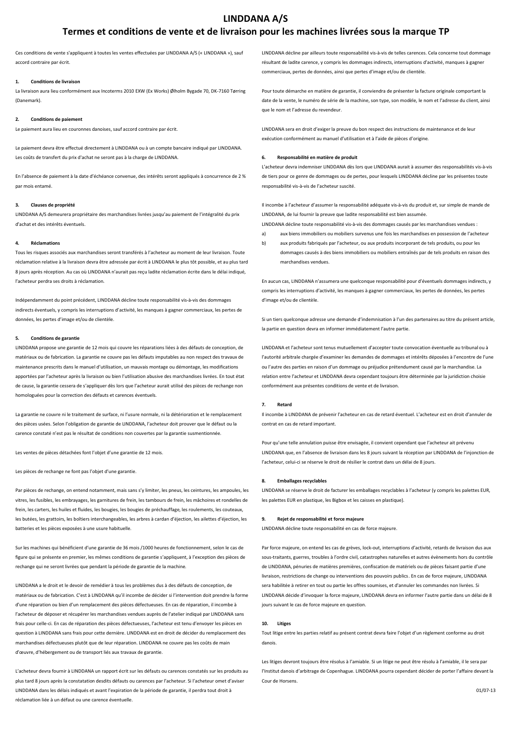# LINDDANA A/S

## Termes et conditions de vente et de livraison pour les machines livrées sous la marque TP

Ces conditions de vente s'appliquent à toutes les ventes effectuées par LINDDANA A/S (« LINDDANA »), sauf accord contraire par écrit.

### 1. Conditions de livraison

La livraison aura lieu conformément aux Incoterms 2010 EXW (Ex Works) Ølholm Bygade 70, DK-7160 Tørring (Danemark).

### 2. Conditions de paiement

Le paiement aura lieu en couronnes danoises, sauf accord contraire par écrit.

Le paiement devra être effectué directement à LINDDANA ou à un compte bancaire indiqué par LINDDANA. Les coûts de transfert du prix d'achat ne seront pas à la charge de LINDDANA.

En l'absence de paiement à la date d'échéance convenue, des intérêts seront appliqués à concurrence de 2 % par mois entamé.

### 3. Clauses de propriété

LINDDANA A/S demeurera propriétaire des marchandises livrées jusqu'au paiement de l'intégralité du prix d'achat et des intérêts éventuels.

### 4. Réclamations

Tous les risques associés aux marchandises seront transférés à l'acheteur au moment de leur livraison. Toute réclamation relative à la livraison devra être adressée par écrit à LINDDANA le plus tôt possible, et au plus tard 8 jours après réception. Au cas où LINDDANA n'aurait pas reçu ladite réclamation écrite dans le délai indiqué, l'acheteur perdra ses droits à réclamation.

Indépendamment du point précédent, LINDDANA décline toute responsabilité vis-à-vis des dommages indirects éventuels, y compris les interruptions d'activité, les manques à gagner commerciaux, les pertes de données, les pertes d'image et/ou de clientèle.

### 5. Conditions de garantie

LINDDANA propose une garantie de 12 mois qui couvre les réparations liées à des défauts de conception, de matériaux ou de fabrication. La garantie ne couvre pas les défauts imputables au non respect des travaux de maintenance prescrits dans le manuel d'utilisation, un mauvais montage ou démontage, les modifications apportées par l'acheteur après la livraison ou bien l'utilisation abusive des marchandises livrées. En tout état de cause, la garantie cessera de s'appliquer dès lors que l'acheteur aurait utilisé des pièces de rechange non homologuées pour la correction des défauts et carences éventuels.

La garantie ne couvre ni le traitement de surface, ni l'usure normale, ni la détérioration et le remplacement des pièces usées. Selon l'obligation de garantie de LINDDANA, l'acheteur doit prouver que le défaut ou la carence constaté n'est pas le résultat de conditions non couvertes par la garantie susmentionnée.

Les ventes de pièces détachées font l'objet d'une garantie de 12 mois.

Les pièces de rechange ne font pas l'objet d'une garantie.

Par pièces de rechange, on entend notamment, mais sans s'y limiter, les pneus, les ceintures, les ampoules, les vitres, les fusibles, les embrayages, les garnitures de frein, les tambours de frein, les mâchoires et rondelles de frein, les carters, les huiles et fluides, les bougies, les bougies de préchauffage, les roulements, les couteaux, les butées, les grattoirs, les boîtiers interchangeables, les arbres à cardan d'éjection, les ailettes d'éjection, les batteries et les pièces exposées à une usure habituelle.

Sur les machines qui bénéficient d'une garantie de 36 mois /1000 heures de fonctionnement, selon le cas de figure qui se présente en premier, les mêmes conditions de garantie s'appliquent, à l'exception des pièces de rechange qui ne seront livrées que pendant la période de garantie de la machine.

LINDDANA a le droit et le devoir de remédier à tous les problèmes dus à des défauts de conception, de matériaux ou de fabrication. C'est à LINDDANA qu'il incombe de décider si l'intervention doit prendre la forme d'une réparation ou bien d'un remplacement des pièces défectueuses. En cas de réparation, il incombe à l'acheteur de déposer et récupérer les marchandises vendues auprès de l'atelier indiqué par LINDDANA sans frais pour celle-ci. En cas de réparation des pièces défectueuses, l'acheteur est tenu d'envoyer les pièces en question à LINDDANA sans frais pour cette dernière. LINDDANA est en droit de décider du remplacement des marchandises défectueuses plutôt que de leur réparation. LINDDANA ne couvre pas les coûts de main d'œuvre, d'hébergement ou de transport liés aux travaux de garantie.

L'acheteur devra fournir à LINDDANA un rapport écrit sur les défauts ou carences constatés sur les produits au plus tard 8 jours après la constatation desdits défauts ou carences par l'acheteur. Si l'acheteur omet d'aviser LINDDANA dans les délais indiqués et avant l'expiration de la période de garantie, il perdra tout droit à réclamation liée à un défaut ou une carence éventuelle.

LINDDANA décline par ailleurs toute responsabilité vis-à-vis de telles carences. Cela concerne tout dommage résultant de ladite carence, y compris les dommages indirects, interruptions d'activité, manques à gagner commerciaux, pertes de données, ainsi que pertes d'image et/ou de clientèle.

Pour toute démarche en matière de garantie, il conviendra de présenter la facture originale comportant la date de la vente, le numéro de série de la machine, son type, son modèle, le nom et l'adresse du client, ainsi que le nom et l'adresse du revendeur.

LINDDANA sera en droit d'exiger la preuve du bon respect des instructions de maintenance et de leur exécution conformément au manuel d'utilisation et à l'aide de pièces d'origine.

### 6. Responsabilité en matière de produit

L'acheteur devra indemniser LINDDANA dès lors que LINDDANA aurait à assumer des responsabilités vis-à-vis de tiers pour ce genre de dommages ou de pertes, pour lesquels LINDDANA décline par les présentes toute responsabilité vis-à-vis de l'acheteur suscité.

Il incombe à l'acheteur d'assumer la responsabilité adéquate vis-à-vis du produit et, sur simple de mande de LINDDANA, de lui fournir la preuve que ladite responsabilité est bien assumée.

LINDDANA décline toute responsabilité vis-à-vis des dommages causés par les marchandises vendues :

a) aux biens immobiliers ou mobiliers survenus une fois les marchandises en possession de l'acheteur

b) aux produits fabriqués par l'acheteur, ou aux produits incorporant de tels produits, ou pour les dommages causés à des biens immobiliers ou mobiliers entraînés par de tels produits en raison des marchandises vendues.

En aucun cas, LINDDANA n'assumera une quelconque responsabilité pour d'éventuels dommages indirects, y compris les interruptions d'activité, les manques à gagner commerciaux, les pertes de données, les pertes d'image et/ou de clientèle.

Si un tiers quelconque adresse une demande d'indemnisation à l'un des partenaires au titre du présent article, la partie en question devra en informer immédiatement l'autre partie.

LINDDANA et l'acheteur sont tenus mutuellement d'accepter toute convocation éventuelle au tribunal ou à l'autorité arbitrale chargée d'examiner les demandes de dommages et intérêts déposées à l'encontre de l'une ou l'autre des parties en raison d'un dommage ou préjudice prétendument causé par la marchandise. La relation entre l'acheteur et LINDDANA devra cependant toujours être déterminée par la juridiction choisie conformément aux présentes conditions de vente et de livraison.

### 7. Retard

Il incombe à LINDDANA de prévenir l'acheteur en cas de retard éventuel. L'acheteur est en droit d'annuler de contrat en cas de retard important.

Pour qu'une telle annulation puisse être envisagée, il convient cependant que l'acheteur ait prévenu LINDDANA que, en l'absence de livraison dans les 8 jours suivant la réception par LINDDANA de l'injonction de l'acheteur, celui-ci se réserve le droit de résilier le contrat dans un délai de 8 jours.

### 8. Emballages recyclables

LINDDANA se réserve le droit de facturer les emballages recyclables à l'acheteur (y compris les palettes EUR, les palettes EUR en plastique, les Bigbox et les caisses en plastique).

### 9. Rejet de responsabilité et force majeure

LINDDANA décline toute responsabilité en cas de force majeure.

Par force majeure, on entend les cas de grèves, lock-out, interruptions d'activité, retards de livraison dus aux sous-traitants, guerres, troubles à l'ordre civil, catastrophes naturelles et autres événements hors du contrôle de LINDDANA, pénuries de matières premières, confiscation de matériels ou de pièces faisant partie d'une livraison, restrictions de change ou interventions des pouvoirs publics. En cas de force majeure, LINDDANA sera habilitée à retirer en tout ou partie les offres soumises, et d'annuler les commandes non livrées. Si LINDDANA décide d'invoquer la force majeure, LINDDANA devra en informer l'autre partie dans un délai de 8 jours suivant le cas de force majeure en question.

### 10. Litiges

Tout litige entre les parties relatif au présent contrat devra faire l'objet d'un règlement conforme au droit danois.

Les litiges devront toujours être résolus à l'amiable. Si un litige ne peut être résolu à l'amiable, il le sera par l'Institut danois d'arbitrage de Copenhague. LINDDANA pourra cependant décider de porter l'affaire devant la Cour de Horsens.

01/07-13